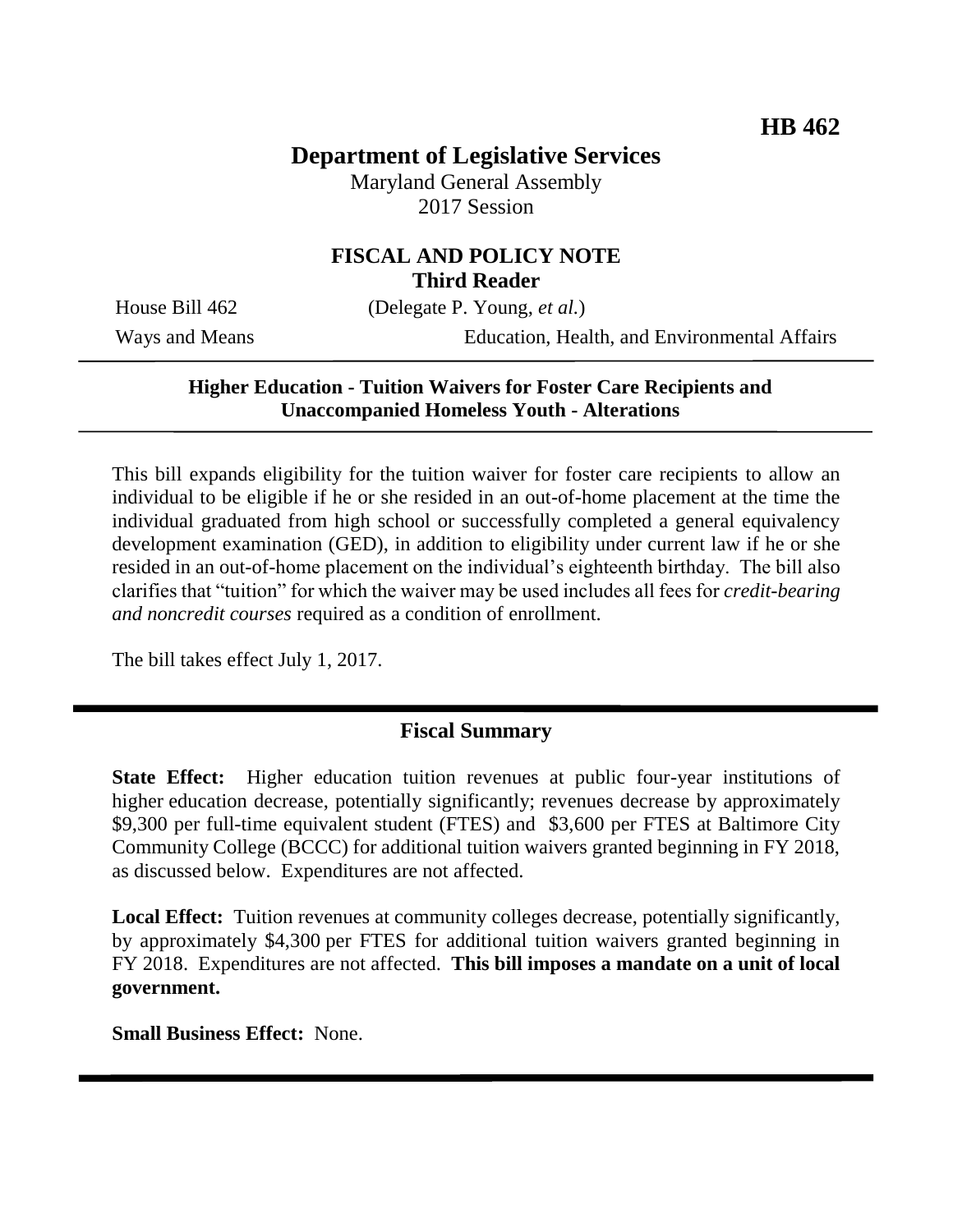**HB 462**

# Department of Legislative Services

Maryland General Assembly
2017 Session

## FISCAL AND POLICY NOTE
**Third Reader**

House Bill 462 (Delegate P. Young, *et al.*)
Ways and Means Education, Health, and Environmental Affairs

---

**Higher Education - Tuition Waivers for Foster Care Recipients and Unaccompanied Homeless Youth - Alterations**

---

This bill expands eligibility for the tuition waiver for foster care recipients to allow an individual to be eligible if he or she resided in an out-of-home placement at the time the individual graduated from high school or successfully completed a general equivalency development examination (GED), in addition to eligibility under current law if he or she resided in an out-of-home placement on the individual's eighteenth birthday. The bill also clarifies that "tuition" for which the waiver may be used includes all fees for *credit-bearing and noncredit courses* required as a condition of enrollment.

The bill takes effect July 1, 2017.

---

## Fiscal Summary

**State Effect:** Higher education tuition revenues at public four-year institutions of higher education decrease, potentially significantly; revenues decrease by approximately $9,300 per full-time equivalent student (FTES) and $3,600 per FTES at Baltimore City Community College (BCCC) for additional tuition waivers granted beginning in FY 2018, as discussed below. Expenditures are not affected.

**Local Effect:** Tuition revenues at community colleges decrease, potentially significantly, by approximately $4,300 per FTES for additional tuition waivers granted beginning in FY 2018. Expenditures are not affected. **This bill imposes a mandate on a unit of local government.**

**Small Business Effect:** None.

---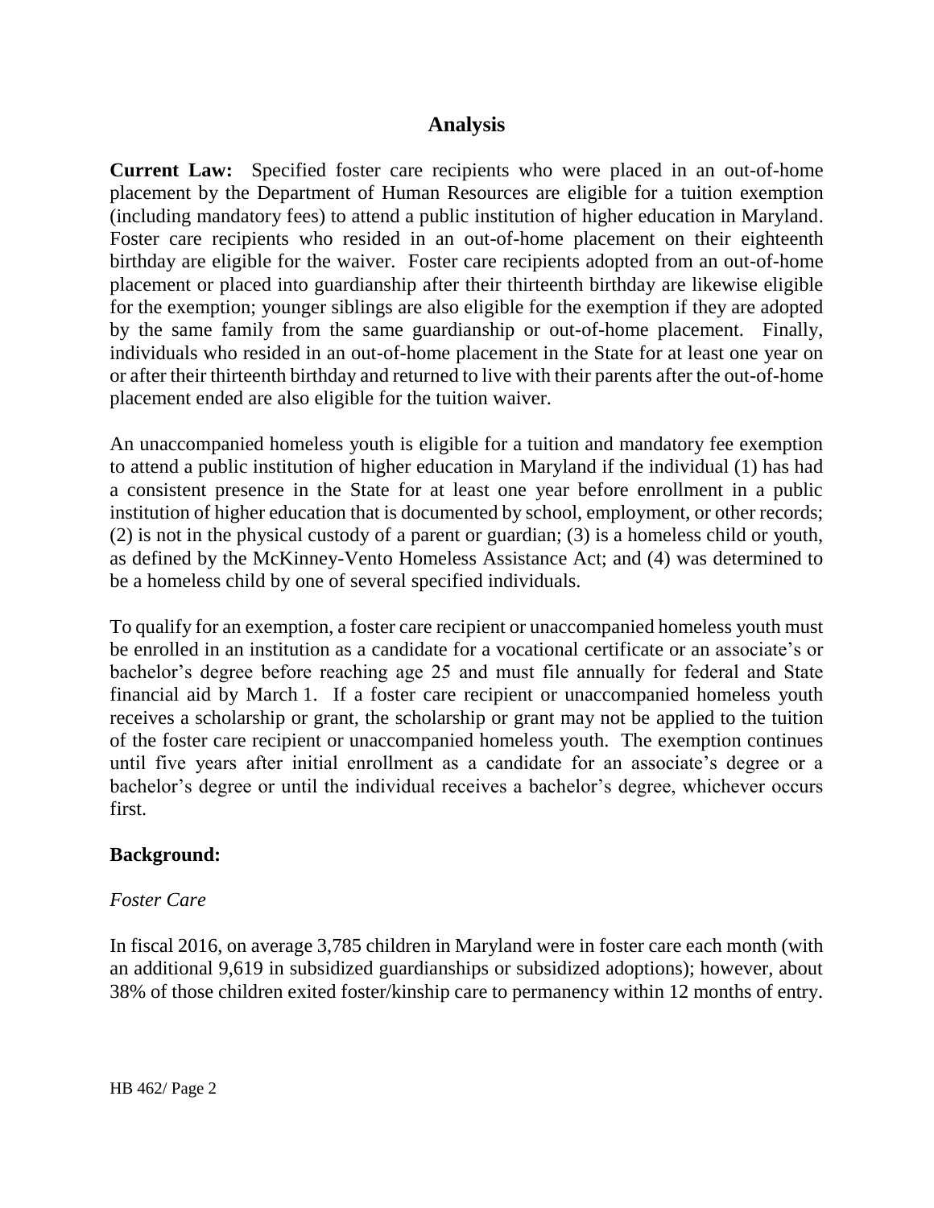## Analysis

**Current Law:** Specified foster care recipients who were placed in an out-of-home placement by the Department of Human Resources are eligible for a tuition exemption (including mandatory fees) to attend a public institution of higher education in Maryland. Foster care recipients who resided in an out-of-home placement on their eighteenth birthday are eligible for the waiver. Foster care recipients adopted from an out-of-home placement or placed into guardianship after their thirteenth birthday are likewise eligible for the exemption; younger siblings are also eligible for the exemption if they are adopted by the same family from the same guardianship or out-of-home placement. Finally, individuals who resided in an out-of-home placement in the State for at least one year on or after their thirteenth birthday and returned to live with their parents after the out-of-home placement ended are also eligible for the tuition waiver.

An unaccompanied homeless youth is eligible for a tuition and mandatory fee exemption to attend a public institution of higher education in Maryland if the individual (1) has had a consistent presence in the State for at least one year before enrollment in a public institution of higher education that is documented by school, employment, or other records; (2) is not in the physical custody of a parent or guardian; (3) is a homeless child or youth, as defined by the McKinney-Vento Homeless Assistance Act; and (4) was determined to be a homeless child by one of several specified individuals.

To qualify for an exemption, a foster care recipient or unaccompanied homeless youth must be enrolled in an institution as a candidate for a vocational certificate or an associate's or bachelor's degree before reaching age 25 and must file annually for federal and State financial aid by March 1. If a foster care recipient or unaccompanied homeless youth receives a scholarship or grant, the scholarship or grant may not be applied to the tuition of the foster care recipient or unaccompanied homeless youth. The exemption continues until five years after initial enrollment as a candidate for an associate's degree or a bachelor's degree or until the individual receives a bachelor's degree, whichever occurs first.

**Background:**

*Foster Care*

In fiscal 2016, on average 3,785 children in Maryland were in foster care each month (with an additional 9,619 in subsidized guardianships or subsidized adoptions); however, about 38% of those children exited foster/kinship care to permanency within 12 months of entry.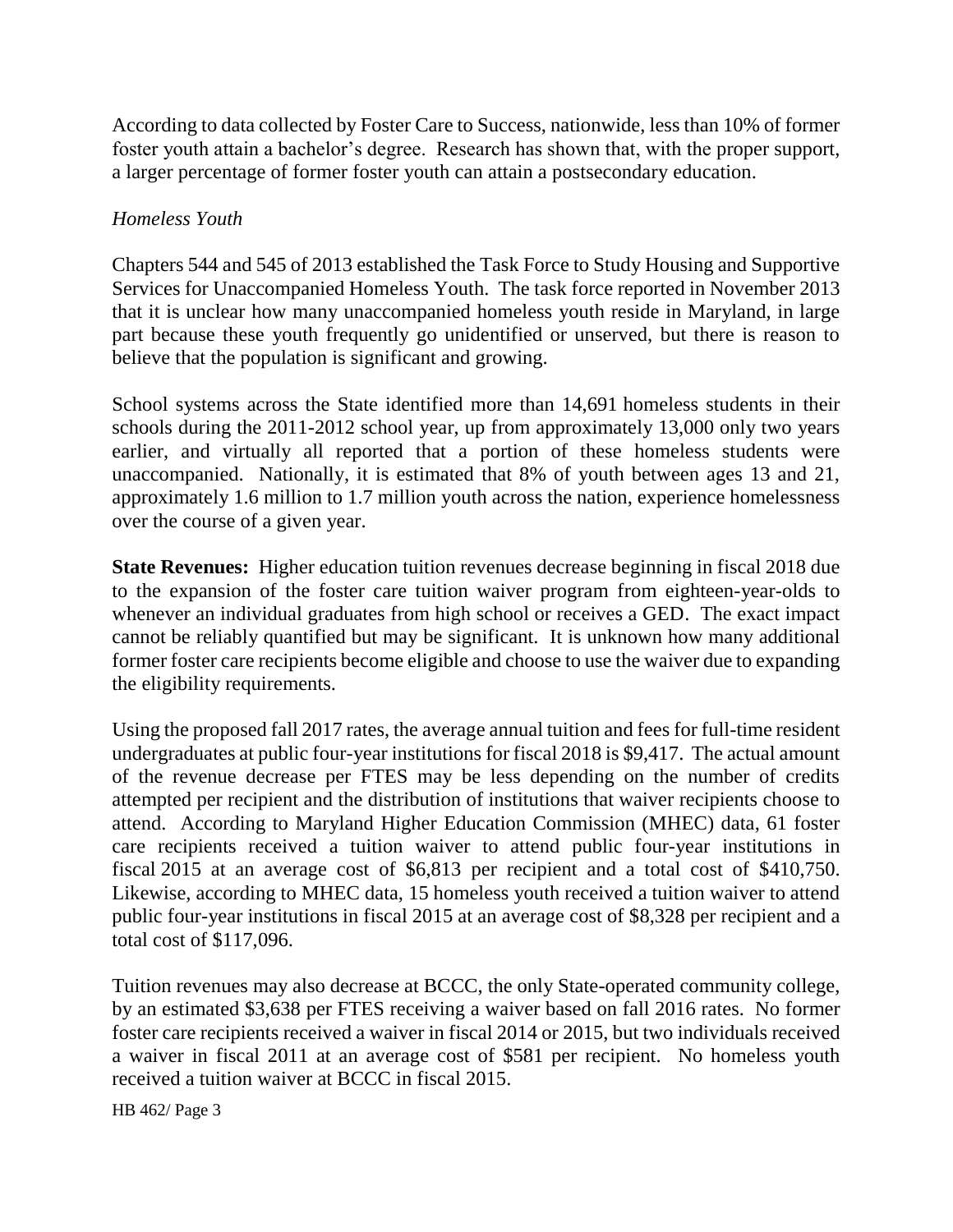According to data collected by Foster Care to Success, nationwide, less than 10% of former foster youth attain a bachelor's degree. Research has shown that, with the proper support, a larger percentage of former foster youth can attain a postsecondary education.

*Homeless Youth*

Chapters 544 and 545 of 2013 established the Task Force to Study Housing and Supportive Services for Unaccompanied Homeless Youth. The task force reported in November 2013 that it is unclear how many unaccompanied homeless youth reside in Maryland, in large part because these youth frequently go unidentified or unserved, but there is reason to believe that the population is significant and growing.

School systems across the State identified more than 14,691 homeless students in their schools during the 2011-2012 school year, up from approximately 13,000 only two years earlier, and virtually all reported that a portion of these homeless students were unaccompanied. Nationally, it is estimated that 8% of youth between ages 13 and 21, approximately 1.6 million to 1.7 million youth across the nation, experience homelessness over the course of a given year.

**State Revenues:** Higher education tuition revenues decrease beginning in fiscal 2018 due to the expansion of the foster care tuition waiver program from eighteen-year-olds to whenever an individual graduates from high school or receives a GED. The exact impact cannot be reliably quantified but may be significant. It is unknown how many additional former foster care recipients become eligible and choose to use the waiver due to expanding the eligibility requirements.

Using the proposed fall 2017 rates, the average annual tuition and fees for full-time resident undergraduates at public four-year institutions for fiscal 2018 is $9,417. The actual amount of the revenue decrease per FTES may be less depending on the number of credits attempted per recipient and the distribution of institutions that waiver recipients choose to attend. According to Maryland Higher Education Commission (MHEC) data, 61 foster care recipients received a tuition waiver to attend public four-year institutions in fiscal 2015 at an average cost of $6,813 per recipient and a total cost of $410,750. Likewise, according to MHEC data, 15 homeless youth received a tuition waiver to attend public four-year institutions in fiscal 2015 at an average cost of $8,328 per recipient and a total cost of $117,096.

Tuition revenues may also decrease at BCCC, the only State-operated community college, by an estimated $3,638 per FTES receiving a waiver based on fall 2016 rates. No former foster care recipients received a waiver in fiscal 2014 or 2015, but two individuals received a waiver in fiscal 2011 at an average cost of $581 per recipient. No homeless youth received a tuition waiver at BCCC in fiscal 2015.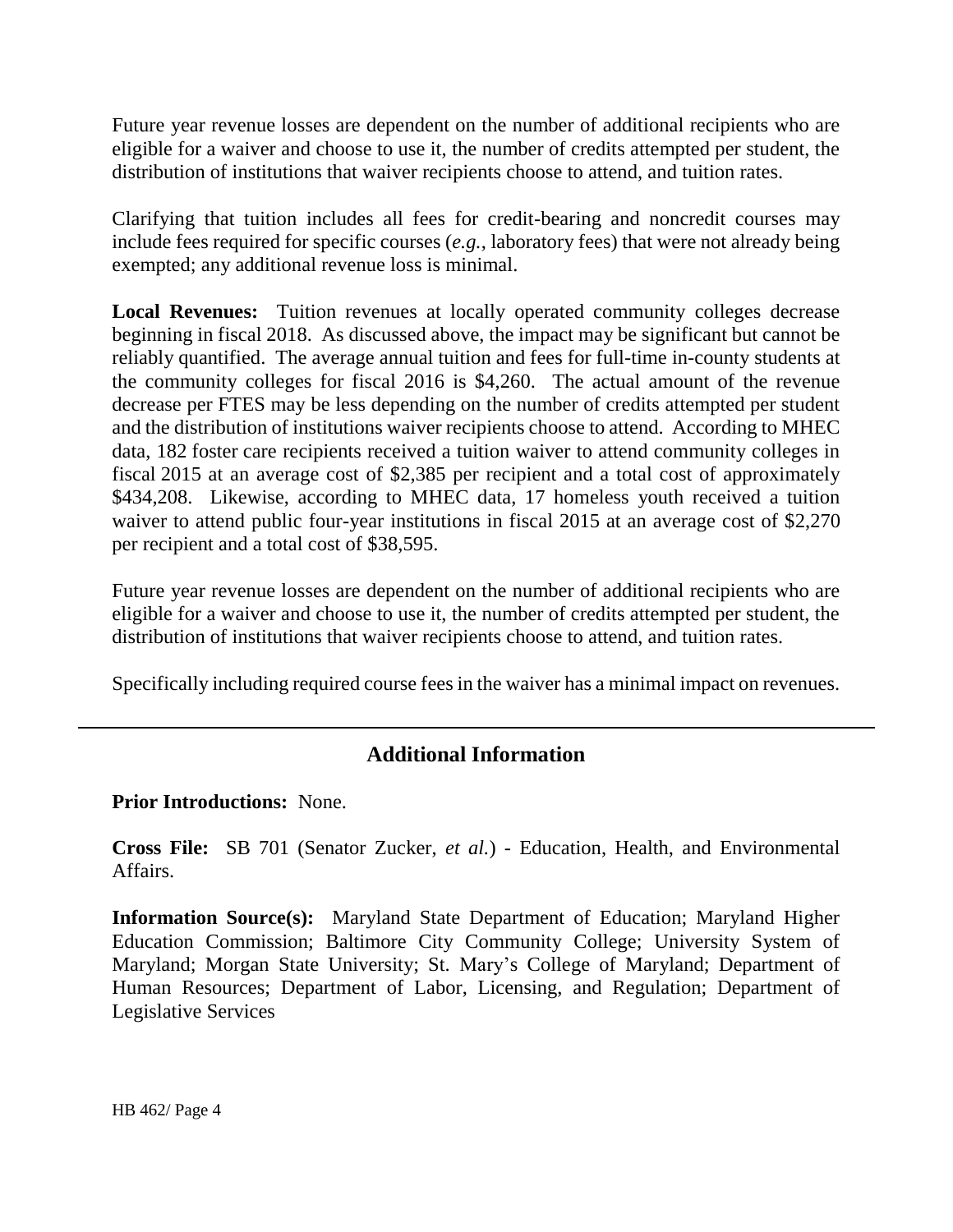Future year revenue losses are dependent on the number of additional recipients who are eligible for a waiver and choose to use it, the number of credits attempted per student, the distribution of institutions that waiver recipients choose to attend, and tuition rates.

Clarifying that tuition includes all fees for credit-bearing and noncredit courses may include fees required for specific courses (*e.g.*, laboratory fees) that were not already being exempted; any additional revenue loss is minimal.

**Local Revenues:** Tuition revenues at locally operated community colleges decrease beginning in fiscal 2018. As discussed above, the impact may be significant but cannot be reliably quantified. The average annual tuition and fees for full-time in-county students at the community colleges for fiscal 2016 is $4,260. The actual amount of the revenue decrease per FTES may be less depending on the number of credits attempted per student and the distribution of institutions waiver recipients choose to attend. According to MHEC data, 182 foster care recipients received a tuition waiver to attend community colleges in fiscal 2015 at an average cost of $2,385 per recipient and a total cost of approximately $434,208. Likewise, according to MHEC data, 17 homeless youth received a tuition waiver to attend public four-year institutions in fiscal 2015 at an average cost of $2,270 per recipient and a total cost of $38,595.

Future year revenue losses are dependent on the number of additional recipients who are eligible for a waiver and choose to use it, the number of credits attempted per student, the distribution of institutions that waiver recipients choose to attend, and tuition rates.

Specifically including required course fees in the waiver has a minimal impact on revenues.

## Additional Information

**Prior Introductions:** None.

**Cross File:** SB 701 (Senator Zucker, *et al.*) - Education, Health, and Environmental Affairs.

**Information Source(s):** Maryland State Department of Education; Maryland Higher Education Commission; Baltimore City Community College; University System of Maryland; Morgan State University; St. Mary's College of Maryland; Department of Human Resources; Department of Labor, Licensing, and Regulation; Department of Legislative Services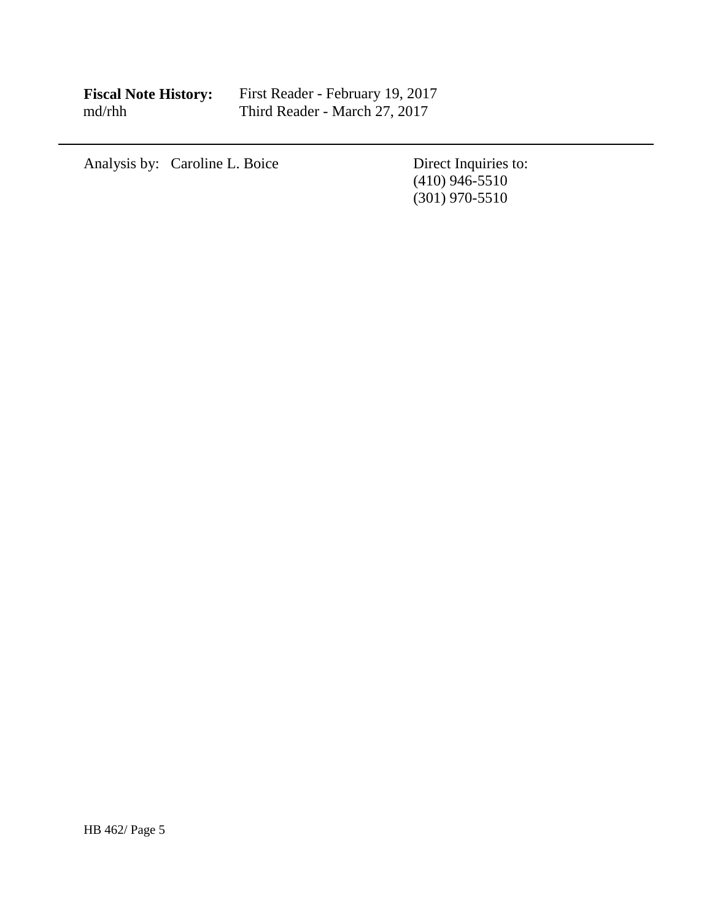**Fiscal Note History:** First Reader - February 19, 2017
md/rhh Third Reader - March 27, 2017

---

Analysis by: Caroline L. Boice

Direct Inquiries to:
(410) 946-5510
(301) 970-5510